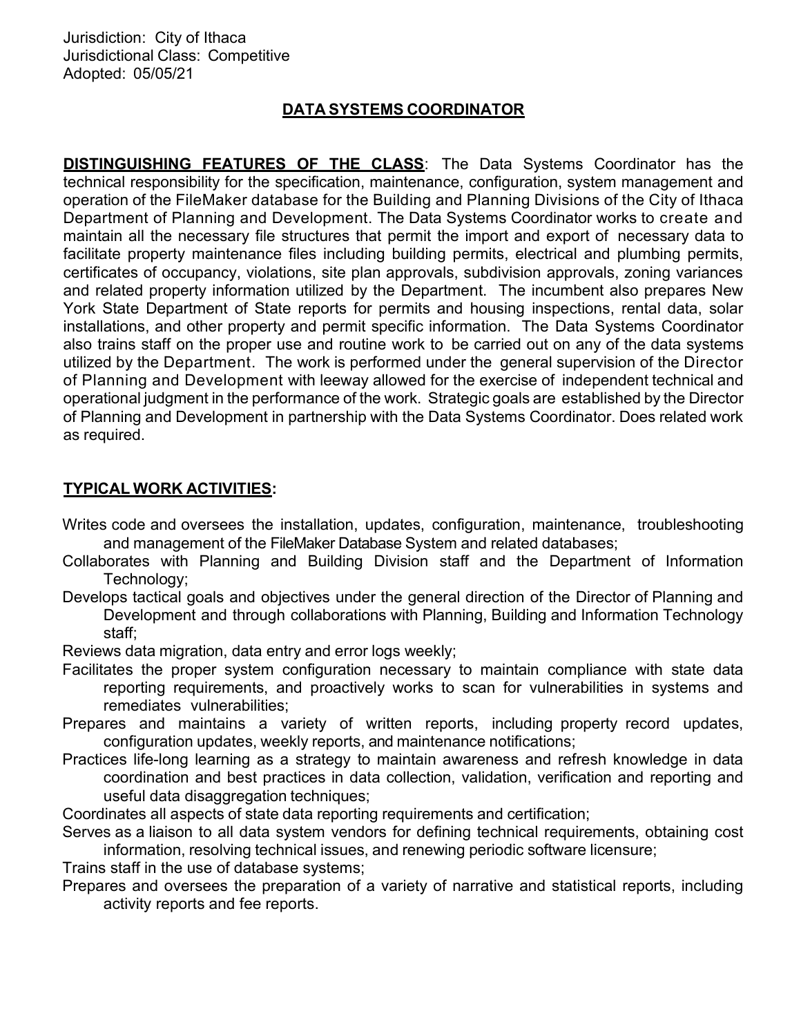Jurisdiction: City of Ithaca
Jurisdictional Class: Competitive
Adopted: 05/05/21

# DATA SYSTEMS COORDINATOR

**DISTINGUISHING FEATURES OF THE CLASS**: The Data Systems Coordinator has the technical responsibility for the specification, maintenance, configuration, system management and operation of the FileMaker database for the Building and Planning Divisions of the City of Ithaca Department of Planning and Development. The Data Systems Coordinator works to create and maintain all the necessary file structures that permit the import and export of necessary data to facilitate property maintenance files including building permits, electrical and plumbing permits, certificates of occupancy, violations, site plan approvals, subdivision approvals, zoning variances and related property information utilized by the Department. The incumbent also prepares New York State Department of State reports for permits and housing inspections, rental data, solar installations, and other property and permit specific information. The Data Systems Coordinator also trains staff on the proper use and routine work to be carried out on any of the data systems utilized by the Department. The work is performed under the general supervision of the Director of Planning and Development with leeway allowed for the exercise of independent technical and operational judgment in the performance of the work. Strategic goals are established by the Director of Planning and Development in partnership with the Data Systems Coordinator. Does related work as required.

## TYPICAL WORK ACTIVITIES:

Writes code and oversees the installation, updates, configuration, maintenance, troubleshooting and management of the FileMaker Database System and related databases;

Collaborates with Planning and Building Division staff and the Department of Information Technology;

Develops tactical goals and objectives under the general direction of the Director of Planning and Development and through collaborations with Planning, Building and Information Technology staff;

Reviews data migration, data entry and error logs weekly;

Facilitates the proper system configuration necessary to maintain compliance with state data reporting requirements, and proactively works to scan for vulnerabilities in systems and remediates vulnerabilities;

Prepares and maintains a variety of written reports, including property record updates, configuration updates, weekly reports, and maintenance notifications;

Practices life-long learning as a strategy to maintain awareness and refresh knowledge in data coordination and best practices in data collection, validation, verification and reporting and useful data disaggregation techniques;

Coordinates all aspects of state data reporting requirements and certification;

Serves as a liaison to all data system vendors for defining technical requirements, obtaining cost information, resolving technical issues, and renewing periodic software licensure;

Trains staff in the use of database systems;

Prepares and oversees the preparation of a variety of narrative and statistical reports, including activity reports and fee reports.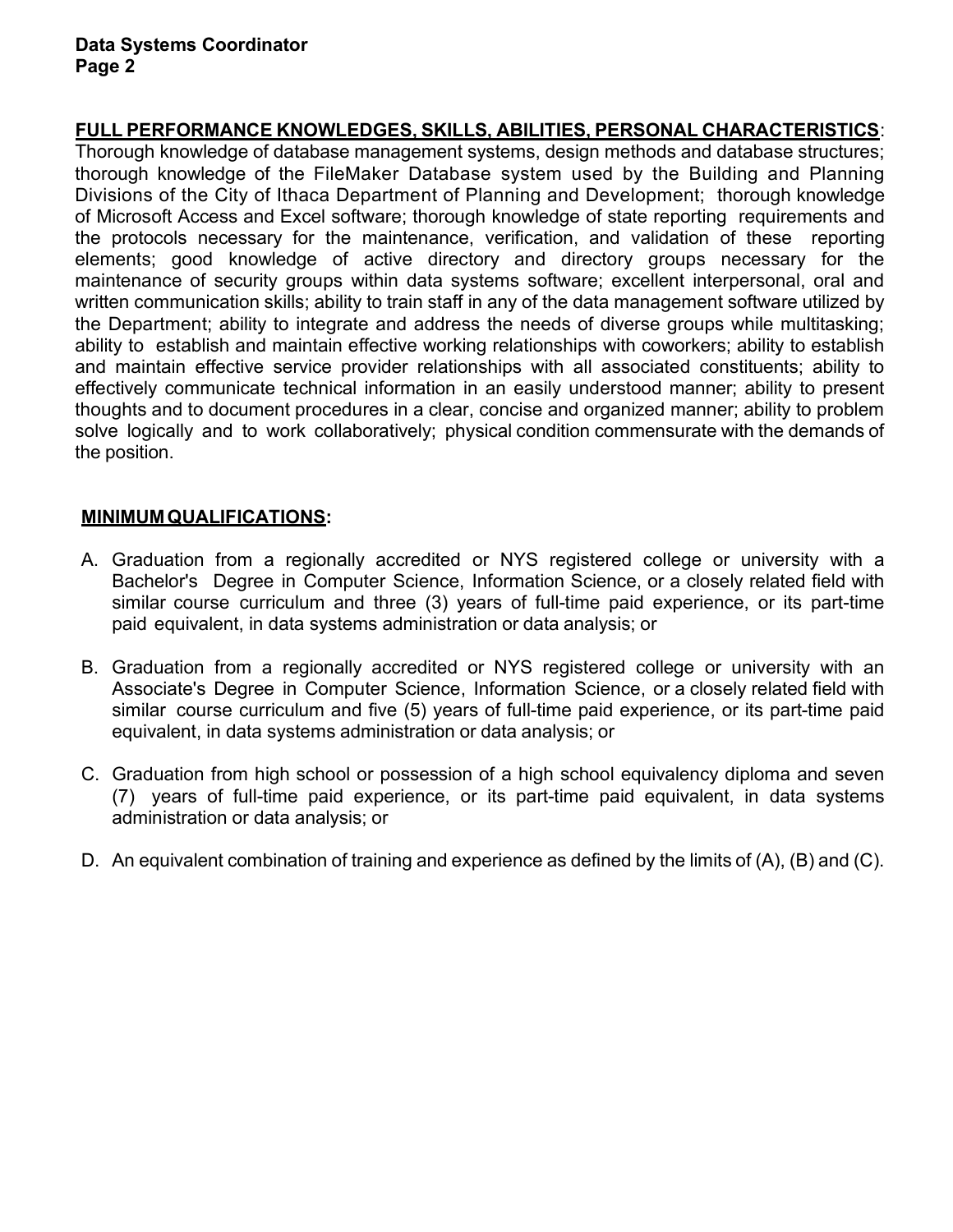**FULL PERFORMANCE KNOWLEDGES, SKILLS, ABILITIES, PERSONAL CHARACTERISTICS**: Thorough knowledge of database management systems, design methods and database structures; thorough knowledge of the FileMaker Database system used by the Building and Planning Divisions of the City of Ithaca Department of Planning and Development; thorough knowledge of Microsoft Access and Excel software; thorough knowledge of state reporting requirements and the protocols necessary for the maintenance, verification, and validation of these reporting elements; good knowledge of active directory and directory groups necessary for the maintenance of security groups within data systems software; excellent interpersonal, oral and written communication skills; ability to train staff in any of the data management software utilized by the Department; ability to integrate and address the needs of diverse groups while multitasking; ability to establish and maintain effective working relationships with coworkers; ability to establish and maintain effective service provider relationships with all associated constituents; ability to effectively communicate technical information in an easily understood manner; ability to present thoughts and to document procedures in a clear, concise and organized manner; ability to problem solve logically and to work collaboratively; physical condition commensurate with the demands of the position.

**MINIMUM QUALIFICATIONS:**

A. Graduation from a regionally accredited or NYS registered college or university with a Bachelor's Degree in Computer Science, Information Science, or a closely related field with similar course curriculum and three (3) years of full-time paid experience, or its part-time paid equivalent, in data systems administration or data analysis; or

B. Graduation from a regionally accredited or NYS registered college or university with an Associate's Degree in Computer Science, Information Science, or a closely related field with similar course curriculum and five (5) years of full-time paid experience, or its part-time paid equivalent, in data systems administration or data analysis; or

C. Graduation from high school or possession of a high school equivalency diploma and seven (7) years of full-time paid experience, or its part-time paid equivalent, in data systems administration or data analysis; or

D. An equivalent combination of training and experience as defined by the limits of (A), (B) and (C).